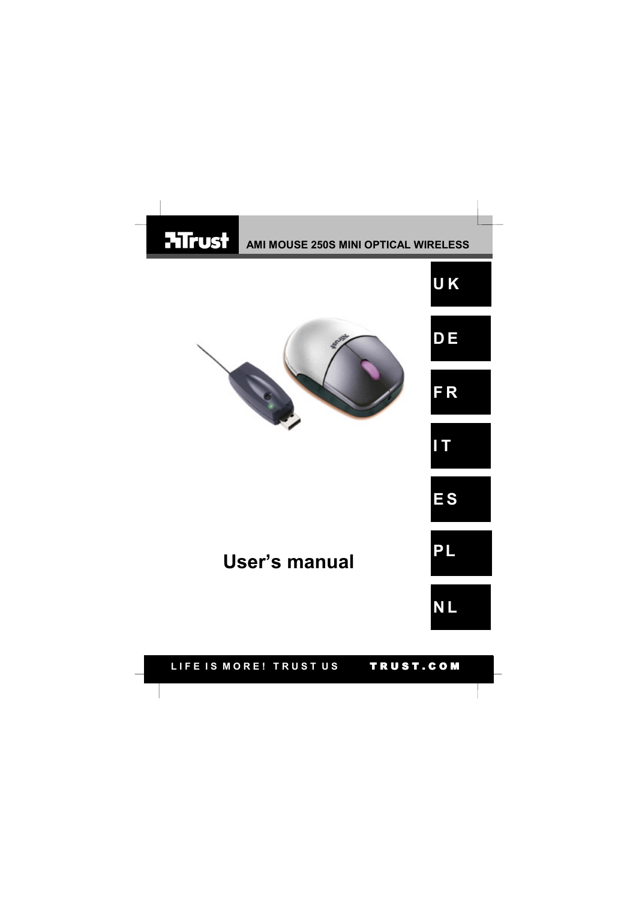Trust

**AMI MOUSE 250S MINI OPTICAL WIRELESS**

UK

DE

FR

IT

ES

PL

NL

# User's manual

LIFE IS MORE! TRUST US　　TRUST.COM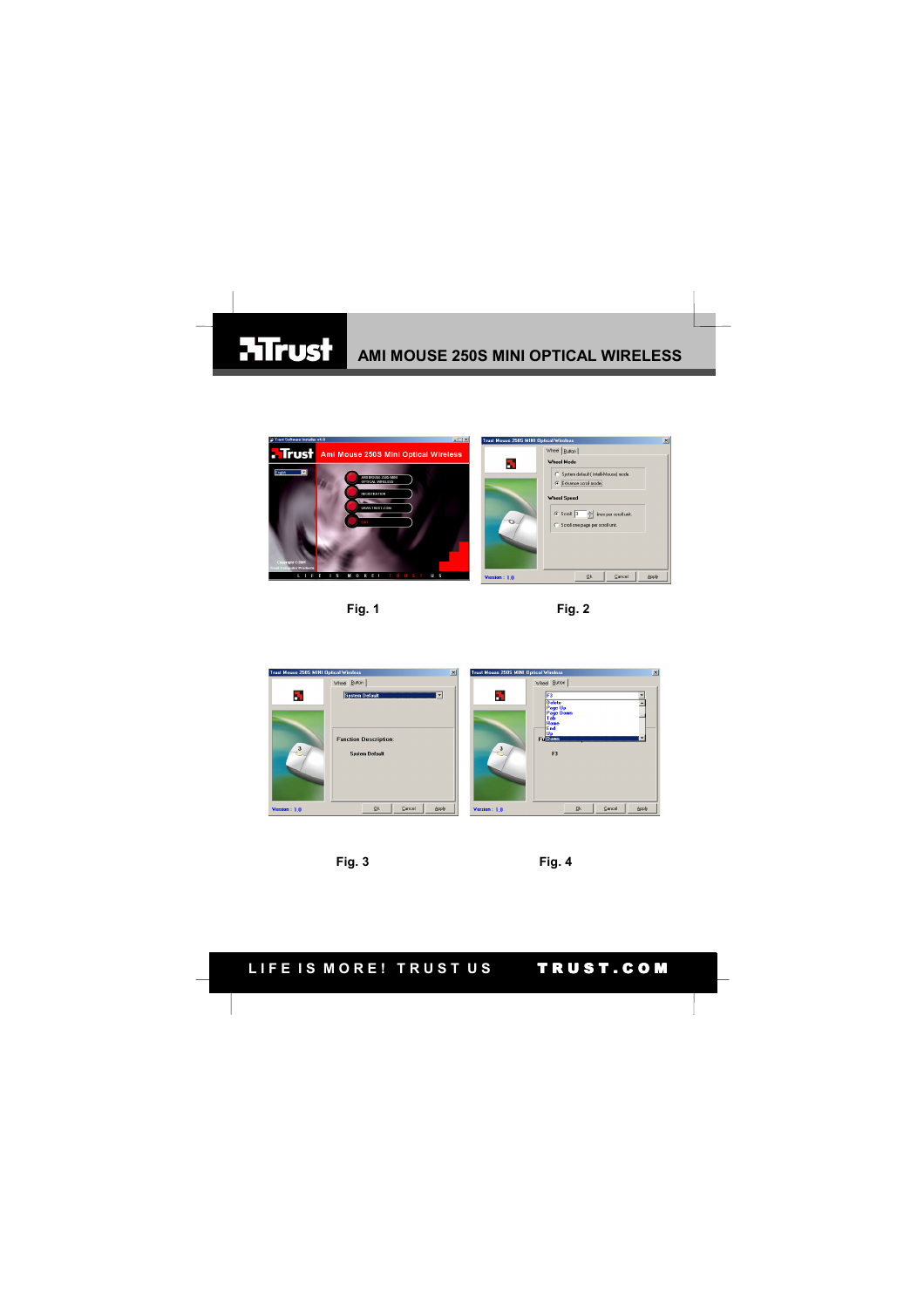Fig. 1

Fig. 2

Fig. 3

Fig. 4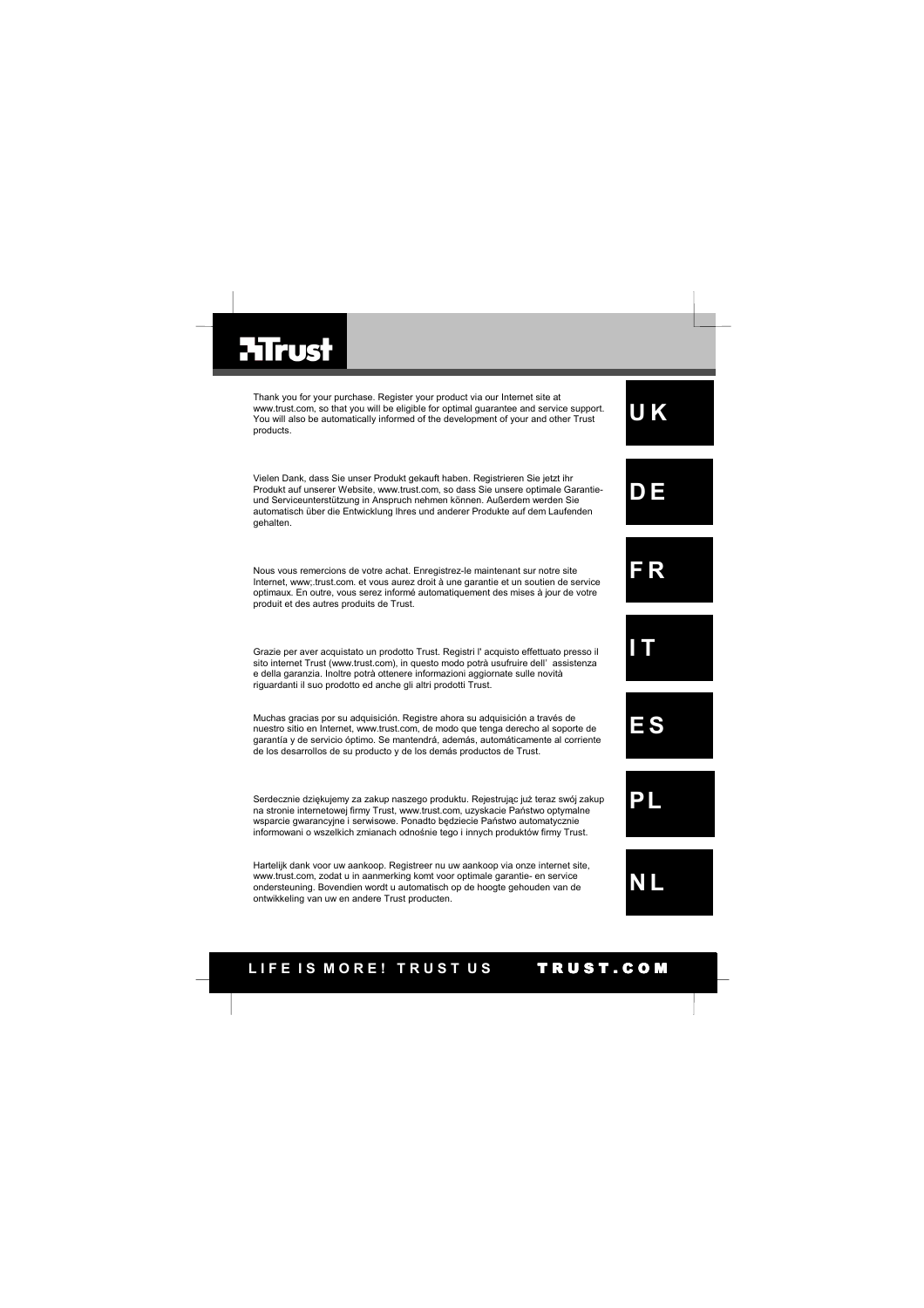# Trust

Thank you for your purchase. Register your product via our Internet site at www.trust.com, so that you will be eligible for optimal guarantee and service support. You will also be automatically informed of the development of your and other Trust products.

**UK**

Vielen Dank, dass Sie unser Produkt gekauft haben. Registrieren Sie jetzt ihr Produkt auf unserer Website, www.trust.com, so dass Sie unsere optimale Garantie- und Serviceunterstützung in Anspruch nehmen können. Außerdem werden Sie automatisch über die Entwicklung Ihres und anderer Produkte auf dem Laufenden gehalten.

**DE**

Nous vous remercions de votre achat. Enregistrez-le maintenant sur notre site Internet, www;.trust.com. et vous aurez droit à une garantie et un soutien de service optimaux. En outre, vous serez informé automatiquement des mises à jour de votre produit et des autres produits de Trust.

**FR**

Grazie per aver acquistato un prodotto Trust. Registri l' acquisto effettuato presso il sito internet Trust (www.trust.com), in questo modo potrà usufruire dell' assistenza e della garanzia. Inoltre potrà ottenere informazioni aggiornate sulle novità riguardanti il suo prodotto ed anche gli altri prodotti Trust.

**IT**

Muchas gracias por su adquisición. Registre ahora su adquisición a través de nuestro sitio en Internet, www.trust.com, de modo que tenga derecho al soporte de garantía y de servicio óptimo. Se mantendrá, además, automáticamente al corriente de los desarrollos de su producto y de los demás productos de Trust.

**ES**

Serdecznie dziękujemy za zakup naszego produktu. Rejestrując już teraz swój zakup na stronie internetowej firmy Trust, www.trust.com, uzyskacie Państwo optymalne wsparcie gwarancyjne i serwisowe. Ponadto będziecie Państwo automatycznie informowani o wszelkich zmianach odnośnie tego i innych produktów firmy Trust.

**PL**

Hartelijk dank voor uw aankoop. Registreer nu uw aankoop via onze internet site, www.trust.com, zodat u in aanmerking komt voor optimale garantie- en service ondersteuning. Bovendien wordt u automatisch op de hoogte gehouden van de ontwikkeling van uw en andere Trust producten.

**NL**

LIFE IS MORE! TRUST US    TRUST.COM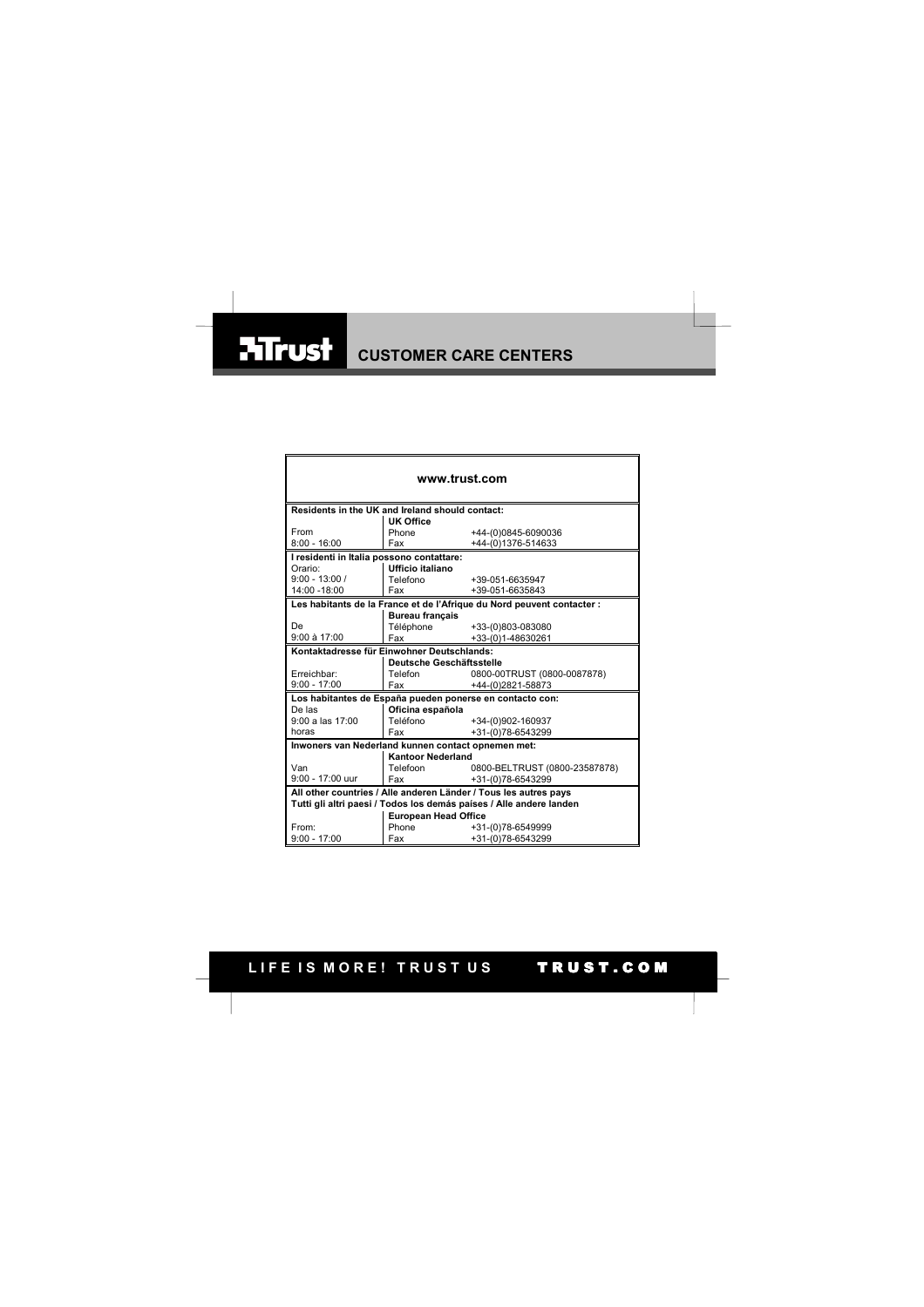# CUSTOMER CARE CENTERS

| www.trust.com | | |
|---|---|---|
| **Residents in the UK and Ireland should contact:** | | |
| | **UK Office** | |
| From | Phone | +44-(0)0845-6090036 |
| 8:00 - 16:00 | Fax | +44-(0)1376-514633 |
| **I residenti in Italia possono contattare:** | | |
| Orario: | **Ufficio italiano** | |
| 9:00 - 13:00 / | Telefono | +39-051-6635947 |
| 14:00 -18:00 | Fax | +39-051-6635843 |
| **Les habitants de la France et de l'Afrique du Nord peuvent contacter :** | | |
| | **Bureau français** | |
| De | Téléphone | +33-(0)803-083080 |
| 9:00 à 17:00 | Fax | +33-(0)1-48630261 |
| **Kontaktadresse für Einwohner Deutschlands:** | | |
| | **Deutsche Geschäftsstelle** | |
| Erreichbar: | Telefon | 0800-00TRUST (0800-0087878) |
| 9:00 - 17:00 | Fax | +44-(0)2821-58873 |
| **Los habitantes de España pueden ponerse en contacto con:** | | |
| De las | **Oficina española** | |
| 9:00 a las 17:00 | Teléfono | +34-(0)902-160937 |
| horas | Fax | +31-(0)78-6543299 |
| **Inwoners van Nederland kunnen contact opnemen met:** | | |
| | **Kantoor Nederland** | |
| Van | Telefoon | 0800-BELTRUST (0800-23587878) |
| 9:00 - 17:00 uur | Fax | +31-(0)78-6543299 |
| **All other countries / Alle anderen Länder / Tous les autres pays** | | |
| **Tutti gli altri paesi / Todos los demás países / Alle andere landen** | | |
| | **European Head Office** | |
| From: | Phone | +31-(0)78-6549999 |
| 9:00 - 17:00 | Fax | +31-(0)78-6543299 |

LIFE IS MORE! TRUST US TRUST.COM